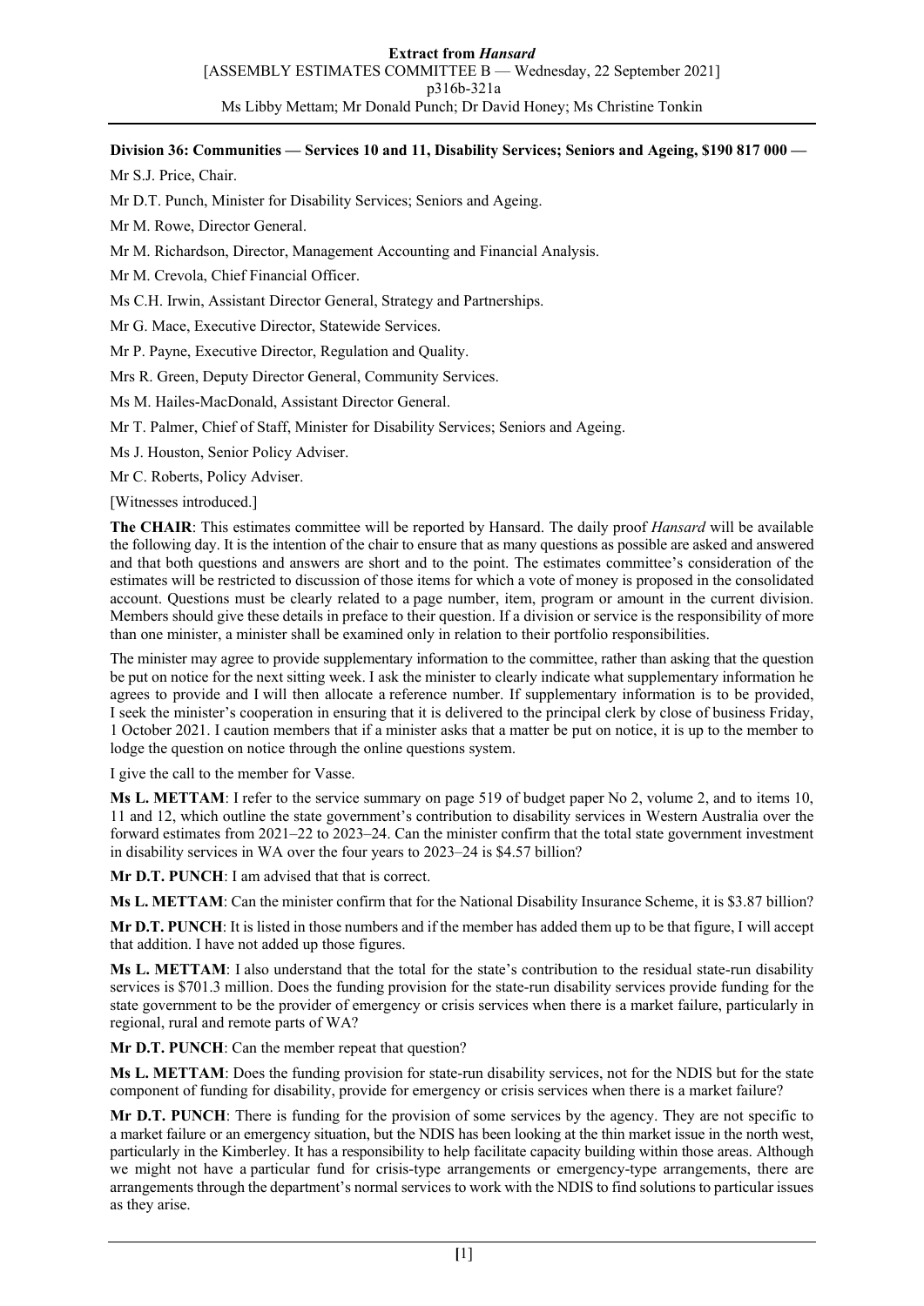**Division 36: Communities — Services 10 and 11, Disability Services; Seniors and Ageing, $190 817 000 —**

Mr S.J. Price, Chair.

Mr D.T. Punch, Minister for Disability Services; Seniors and Ageing.

Mr M. Rowe, Director General.

Mr M. Richardson, Director, Management Accounting and Financial Analysis.

Mr M. Crevola, Chief Financial Officer.

Ms C.H. Irwin, Assistant Director General, Strategy and Partnerships.

Mr G. Mace, Executive Director, Statewide Services.

Mr P. Payne, Executive Director, Regulation and Quality.

Mrs R. Green, Deputy Director General, Community Services.

Ms M. Hailes-MacDonald, Assistant Director General.

Mr T. Palmer, Chief of Staff, Minister for Disability Services; Seniors and Ageing.

Ms J. Houston, Senior Policy Adviser.

Mr C. Roberts, Policy Adviser.

[Witnesses introduced.]

**The CHAIR**: This estimates committee will be reported by Hansard. The daily proof *Hansard* will be available the following day. It is the intention of the chair to ensure that as many questions as possible are asked and answered and that both questions and answers are short and to the point. The estimates committee's consideration of the estimates will be restricted to discussion of those items for which a vote of money is proposed in the consolidated account. Questions must be clearly related to a page number, item, program or amount in the current division. Members should give these details in preface to their question. If a division or service is the responsibility of more than one minister, a minister shall be examined only in relation to their portfolio responsibilities.

The minister may agree to provide supplementary information to the committee, rather than asking that the question be put on notice for the next sitting week. I ask the minister to clearly indicate what supplementary information he agrees to provide and I will then allocate a reference number. If supplementary information is to be provided, I seek the minister's cooperation in ensuring that it is delivered to the principal clerk by close of business Friday, 1 October 2021. I caution members that if a minister asks that a matter be put on notice, it is up to the member to lodge the question on notice through the online questions system.

I give the call to the member for Vasse.

**Ms L. METTAM**: I refer to the service summary on page 519 of budget paper No 2, volume 2, and to items 10, 11 and 12, which outline the state government's contribution to disability services in Western Australia over the forward estimates from 2021–22 to 2023–24. Can the minister confirm that the total state government investment in disability services in WA over the four years to 2023–24 is $4.57 billion?

**Mr D.T. PUNCH**: I am advised that that is correct.

**Ms L. METTAM**: Can the minister confirm that for the National Disability Insurance Scheme, it is $3.87 billion?

**Mr D.T. PUNCH**: It is listed in those numbers and if the member has added them up to be that figure, I will accept that addition. I have not added up those figures.

**Ms L. METTAM**: I also understand that the total for the state's contribution to the residual state-run disability services is $701.3 million. Does the funding provision for the state-run disability services provide funding for the state government to be the provider of emergency or crisis services when there is a market failure, particularly in regional, rural and remote parts of WA?

**Mr D.T. PUNCH**: Can the member repeat that question?

**Ms L. METTAM**: Does the funding provision for state-run disability services, not for the NDIS but for the state component of funding for disability, provide for emergency or crisis services when there is a market failure?

**Mr D.T. PUNCH**: There is funding for the provision of some services by the agency. They are not specific to a market failure or an emergency situation, but the NDIS has been looking at the thin market issue in the north west, particularly in the Kimberley. It has a responsibility to help facilitate capacity building within those areas. Although we might not have a particular fund for crisis-type arrangements or emergency-type arrangements, there are arrangements through the department's normal services to work with the NDIS to find solutions to particular issues as they arise.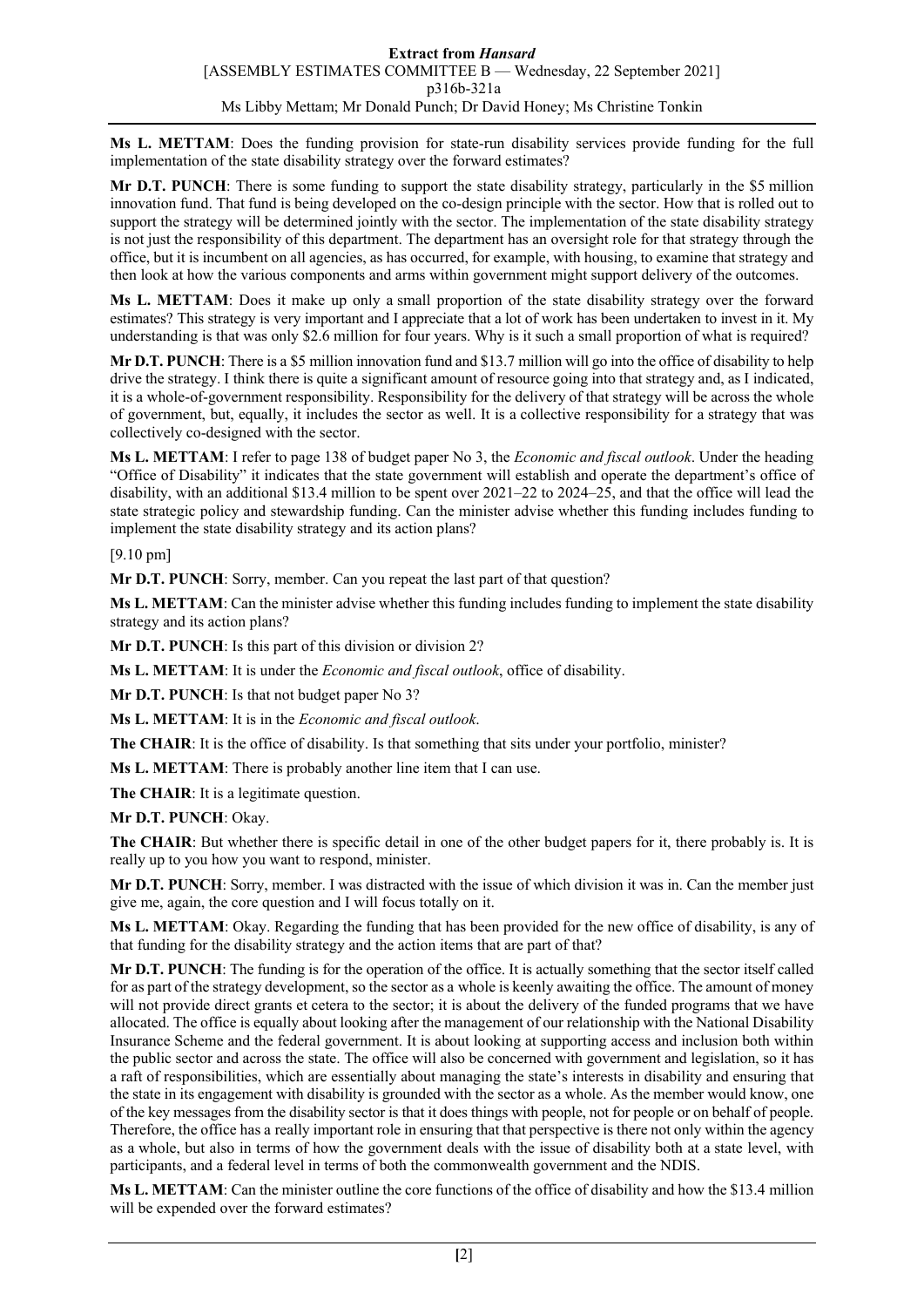**Ms L. METTAM**: Does the funding provision for state-run disability services provide funding for the full implementation of the state disability strategy over the forward estimates?

**Mr D.T. PUNCH**: There is some funding to support the state disability strategy, particularly in the $5 million innovation fund. That fund is being developed on the co-design principle with the sector. How that is rolled out to support the strategy will be determined jointly with the sector. The implementation of the state disability strategy is not just the responsibility of this department. The department has an oversight role for that strategy through the office, but it is incumbent on all agencies, as has occurred, for example, with housing, to examine that strategy and then look at how the various components and arms within government might support delivery of the outcomes.

**Ms L. METTAM**: Does it make up only a small proportion of the state disability strategy over the forward estimates? This strategy is very important and I appreciate that a lot of work has been undertaken to invest in it. My understanding is that was only $2.6 million for four years. Why is it such a small proportion of what is required?

**Mr D.T. PUNCH**: There is a $5 million innovation fund and $13.7 million will go into the office of disability to help drive the strategy. I think there is quite a significant amount of resource going into that strategy and, as I indicated, it is a whole-of-government responsibility. Responsibility for the delivery of that strategy will be across the whole of government, but, equally, it includes the sector as well. It is a collective responsibility for a strategy that was collectively co-designed with the sector.

**Ms L. METTAM**: I refer to page 138 of budget paper No 3, the *Economic and fiscal outlook*. Under the heading "Office of Disability" it indicates that the state government will establish and operate the department's office of disability, with an additional $13.4 million to be spent over 2021–22 to 2024–25, and that the office will lead the state strategic policy and stewardship funding. Can the minister advise whether this funding includes funding to implement the state disability strategy and its action plans?

[9.10 pm]

**Mr D.T. PUNCH**: Sorry, member. Can you repeat the last part of that question?

**Ms L. METTAM**: Can the minister advise whether this funding includes funding to implement the state disability strategy and its action plans?

**Mr D.T. PUNCH**: Is this part of this division or division 2?

**Ms L. METTAM**: It is under the *Economic and fiscal outlook*, office of disability.

**Mr D.T. PUNCH**: Is that not budget paper No 3?

**Ms L. METTAM**: It is in the *Economic and fiscal outlook*.

**The CHAIR**: It is the office of disability. Is that something that sits under your portfolio, minister?

**Ms L. METTAM**: There is probably another line item that I can use.

**The CHAIR**: It is a legitimate question.

**Mr D.T. PUNCH**: Okay.

**The CHAIR**: But whether there is specific detail in one of the other budget papers for it, there probably is. It is really up to you how you want to respond, minister.

**Mr D.T. PUNCH**: Sorry, member. I was distracted with the issue of which division it was in. Can the member just give me, again, the core question and I will focus totally on it.

**Ms L. METTAM**: Okay. Regarding the funding that has been provided for the new office of disability, is any of that funding for the disability strategy and the action items that are part of that?

**Mr D.T. PUNCH**: The funding is for the operation of the office. It is actually something that the sector itself called for as part of the strategy development, so the sector as a whole is keenly awaiting the office. The amount of money will not provide direct grants et cetera to the sector; it is about the delivery of the funded programs that we have allocated. The office is equally about looking after the management of our relationship with the National Disability Insurance Scheme and the federal government. It is about looking at supporting access and inclusion both within the public sector and across the state. The office will also be concerned with government and legislation, so it has a raft of responsibilities, which are essentially about managing the state's interests in disability and ensuring that the state in its engagement with disability is grounded with the sector as a whole. As the member would know, one of the key messages from the disability sector is that it does things with people, not for people or on behalf of people. Therefore, the office has a really important role in ensuring that that perspective is there not only within the agency as a whole, but also in terms of how the government deals with the issue of disability both at a state level, with participants, and a federal level in terms of both the commonwealth government and the NDIS.

**Ms L. METTAM**: Can the minister outline the core functions of the office of disability and how the $13.4 million will be expended over the forward estimates?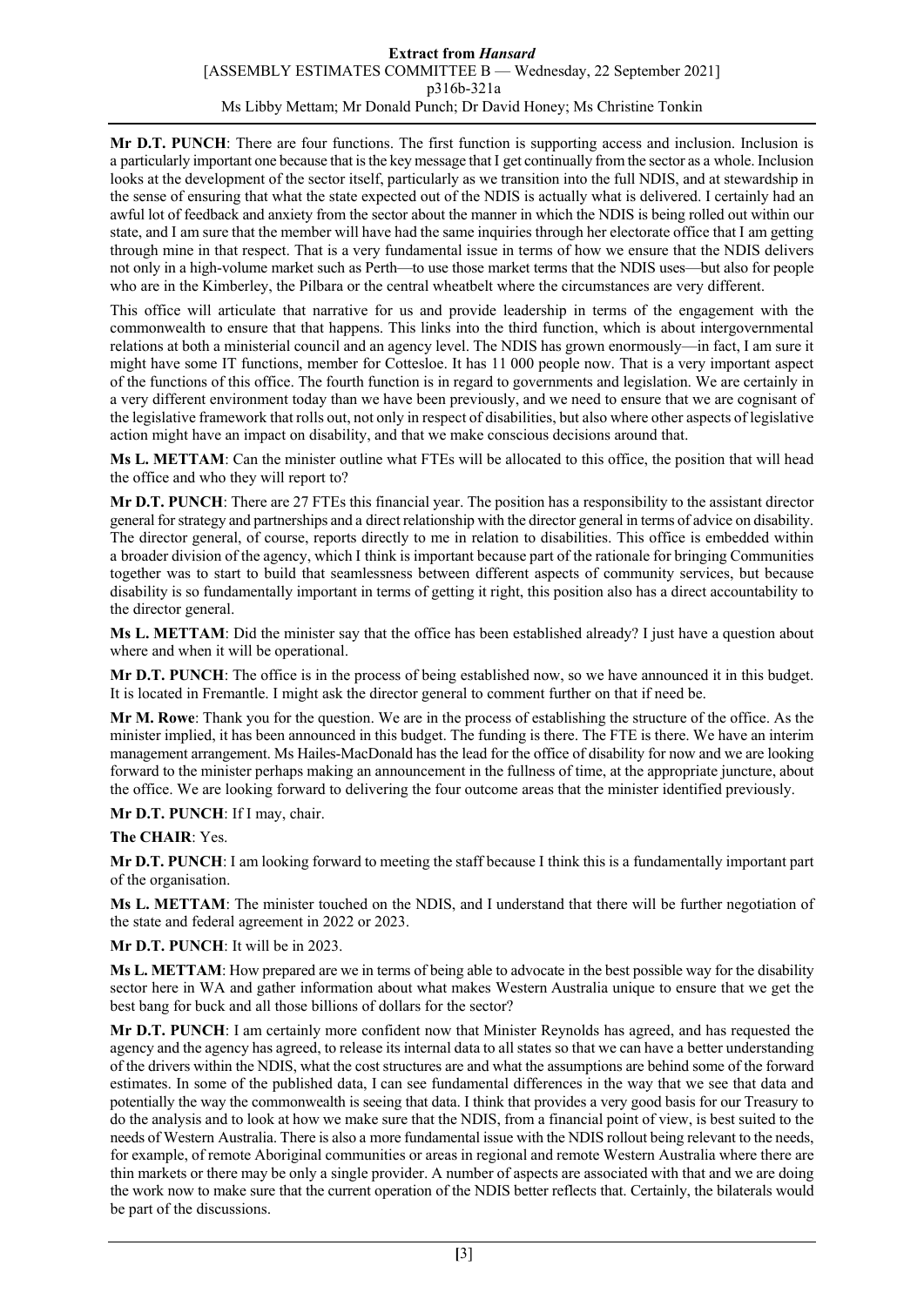**Mr D.T. PUNCH**: There are four functions. The first function is supporting access and inclusion. Inclusion is a particularly important one because that is the key message that I get continually from the sector as a whole. Inclusion looks at the development of the sector itself, particularly as we transition into the full NDIS, and at stewardship in the sense of ensuring that what the state expected out of the NDIS is actually what is delivered. I certainly had an awful lot of feedback and anxiety from the sector about the manner in which the NDIS is being rolled out within our state, and I am sure that the member will have had the same inquiries through her electorate office that I am getting through mine in that respect. That is a very fundamental issue in terms of how we ensure that the NDIS delivers not only in a high-volume market such as Perth—to use those market terms that the NDIS uses—but also for people who are in the Kimberley, the Pilbara or the central wheatbelt where the circumstances are very different.

This office will articulate that narrative for us and provide leadership in terms of the engagement with the commonwealth to ensure that that happens. This links into the third function, which is about intergovernmental relations at both a ministerial council and an agency level. The NDIS has grown enormously—in fact, I am sure it might have some IT functions, member for Cottesloe. It has 11 000 people now. That is a very important aspect of the functions of this office. The fourth function is in regard to governments and legislation. We are certainly in a very different environment today than we have been previously, and we need to ensure that we are cognisant of the legislative framework that rolls out, not only in respect of disabilities, but also where other aspects of legislative action might have an impact on disability, and that we make conscious decisions around that.

**Ms L. METTAM**: Can the minister outline what FTEs will be allocated to this office, the position that will head the office and who they will report to?

**Mr D.T. PUNCH**: There are 27 FTEs this financial year. The position has a responsibility to the assistant director general for strategy and partnerships and a direct relationship with the director general in terms of advice on disability. The director general, of course, reports directly to me in relation to disabilities. This office is embedded within a broader division of the agency, which I think is important because part of the rationale for bringing Communities together was to start to build that seamlessness between different aspects of community services, but because disability is so fundamentally important in terms of getting it right, this position also has a direct accountability to the director general.

**Ms L. METTAM**: Did the minister say that the office has been established already? I just have a question about where and when it will be operational.

**Mr D.T. PUNCH**: The office is in the process of being established now, so we have announced it in this budget. It is located in Fremantle. I might ask the director general to comment further on that if need be.

**Mr M. Rowe**: Thank you for the question. We are in the process of establishing the structure of the office. As the minister implied, it has been announced in this budget. The funding is there. The FTE is there. We have an interim management arrangement. Ms Hailes-MacDonald has the lead for the office of disability for now and we are looking forward to the minister perhaps making an announcement in the fullness of time, at the appropriate juncture, about the office. We are looking forward to delivering the four outcome areas that the minister identified previously.

**Mr D.T. PUNCH**: If I may, chair.

**The CHAIR**: Yes.

**Mr D.T. PUNCH**: I am looking forward to meeting the staff because I think this is a fundamentally important part of the organisation.

**Ms L. METTAM**: The minister touched on the NDIS, and I understand that there will be further negotiation of the state and federal agreement in 2022 or 2023.

**Mr D.T. PUNCH**: It will be in 2023.

**Ms L. METTAM**: How prepared are we in terms of being able to advocate in the best possible way for the disability sector here in WA and gather information about what makes Western Australia unique to ensure that we get the best bang for buck and all those billions of dollars for the sector?

**Mr D.T. PUNCH**: I am certainly more confident now that Minister Reynolds has agreed, and has requested the agency and the agency has agreed, to release its internal data to all states so that we can have a better understanding of the drivers within the NDIS, what the cost structures are and what the assumptions are behind some of the forward estimates. In some of the published data, I can see fundamental differences in the way that we see that data and potentially the way the commonwealth is seeing that data. I think that provides a very good basis for our Treasury to do the analysis and to look at how we make sure that the NDIS, from a financial point of view, is best suited to the needs of Western Australia. There is also a more fundamental issue with the NDIS rollout being relevant to the needs, for example, of remote Aboriginal communities or areas in regional and remote Western Australia where there are thin markets or there may be only a single provider. A number of aspects are associated with that and we are doing the work now to make sure that the current operation of the NDIS better reflects that. Certainly, the bilaterals would be part of the discussions.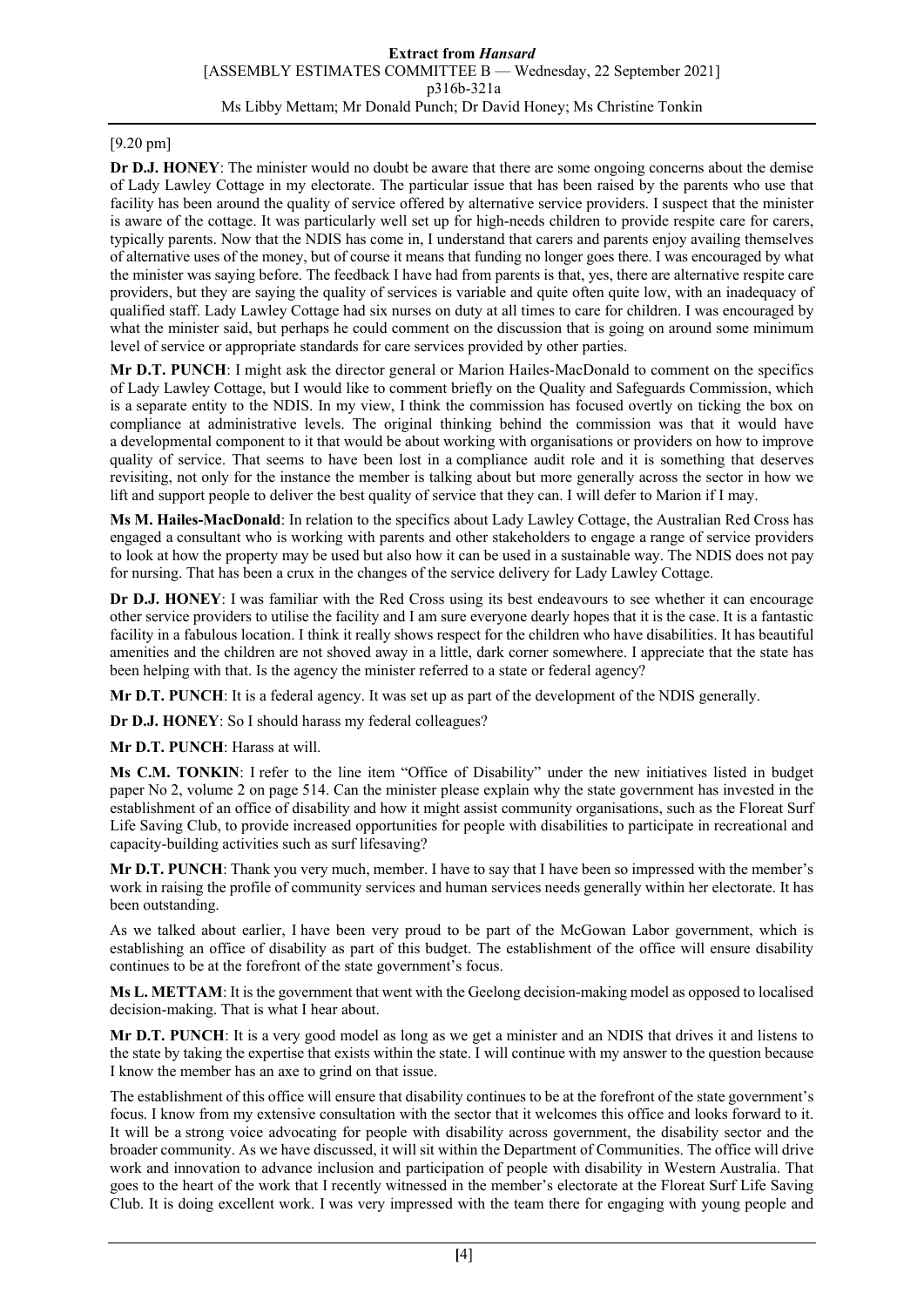[9.20 pm]

**Dr D.J. HONEY**: The minister would no doubt be aware that there are some ongoing concerns about the demise of Lady Lawley Cottage in my electorate. The particular issue that has been raised by the parents who use that facility has been around the quality of service offered by alternative service providers. I suspect that the minister is aware of the cottage. It was particularly well set up for high-needs children to provide respite care for carers, typically parents. Now that the NDIS has come in, I understand that carers and parents enjoy availing themselves of alternative uses of the money, but of course it means that funding no longer goes there. I was encouraged by what the minister was saying before. The feedback I have had from parents is that, yes, there are alternative respite care providers, but they are saying the quality of services is variable and quite often quite low, with an inadequacy of qualified staff. Lady Lawley Cottage had six nurses on duty at all times to care for children. I was encouraged by what the minister said, but perhaps he could comment on the discussion that is going on around some minimum level of service or appropriate standards for care services provided by other parties.

**Mr D.T. PUNCH**: I might ask the director general or Marion Hailes-MacDonald to comment on the specifics of Lady Lawley Cottage, but I would like to comment briefly on the Quality and Safeguards Commission, which is a separate entity to the NDIS. In my view, I think the commission has focused overtly on ticking the box on compliance at administrative levels. The original thinking behind the commission was that it would have a developmental component to it that would be about working with organisations or providers on how to improve quality of service. That seems to have been lost in a compliance audit role and it is something that deserves revisiting, not only for the instance the member is talking about but more generally across the sector in how we lift and support people to deliver the best quality of service that they can. I will defer to Marion if I may.

**Ms M. Hailes-MacDonald**: In relation to the specifics about Lady Lawley Cottage, the Australian Red Cross has engaged a consultant who is working with parents and other stakeholders to engage a range of service providers to look at how the property may be used but also how it can be used in a sustainable way. The NDIS does not pay for nursing. That has been a crux in the changes of the service delivery for Lady Lawley Cottage.

**Dr D.J. HONEY**: I was familiar with the Red Cross using its best endeavours to see whether it can encourage other service providers to utilise the facility and I am sure everyone dearly hopes that it is the case. It is a fantastic facility in a fabulous location. I think it really shows respect for the children who have disabilities. It has beautiful amenities and the children are not shoved away in a little, dark corner somewhere. I appreciate that the state has been helping with that. Is the agency the minister referred to a state or federal agency?

**Mr D.T. PUNCH**: It is a federal agency. It was set up as part of the development of the NDIS generally.

**Dr D.J. HONEY**: So I should harass my federal colleagues?

**Mr D.T. PUNCH**: Harass at will.

**Ms C.M. TONKIN**: I refer to the line item "Office of Disability" under the new initiatives listed in budget paper No 2, volume 2 on page 514. Can the minister please explain why the state government has invested in the establishment of an office of disability and how it might assist community organisations, such as the Floreat Surf Life Saving Club, to provide increased opportunities for people with disabilities to participate in recreational and capacity-building activities such as surf lifesaving?

**Mr D.T. PUNCH**: Thank you very much, member. I have to say that I have been so impressed with the member's work in raising the profile of community services and human services needs generally within her electorate. It has been outstanding.

As we talked about earlier, I have been very proud to be part of the McGowan Labor government, which is establishing an office of disability as part of this budget. The establishment of the office will ensure disability continues to be at the forefront of the state government's focus.

**Ms L. METTAM**: It is the government that went with the Geelong decision-making model as opposed to localised decision-making. That is what I hear about.

**Mr D.T. PUNCH**: It is a very good model as long as we get a minister and an NDIS that drives it and listens to the state by taking the expertise that exists within the state. I will continue with my answer to the question because I know the member has an axe to grind on that issue.

The establishment of this office will ensure that disability continues to be at the forefront of the state government's focus. I know from my extensive consultation with the sector that it welcomes this office and looks forward to it. It will be a strong voice advocating for people with disability across government, the disability sector and the broader community. As we have discussed, it will sit within the Department of Communities. The office will drive work and innovation to advance inclusion and participation of people with disability in Western Australia. That goes to the heart of the work that I recently witnessed in the member's electorate at the Floreat Surf Life Saving Club. It is doing excellent work. I was very impressed with the team there for engaging with young people and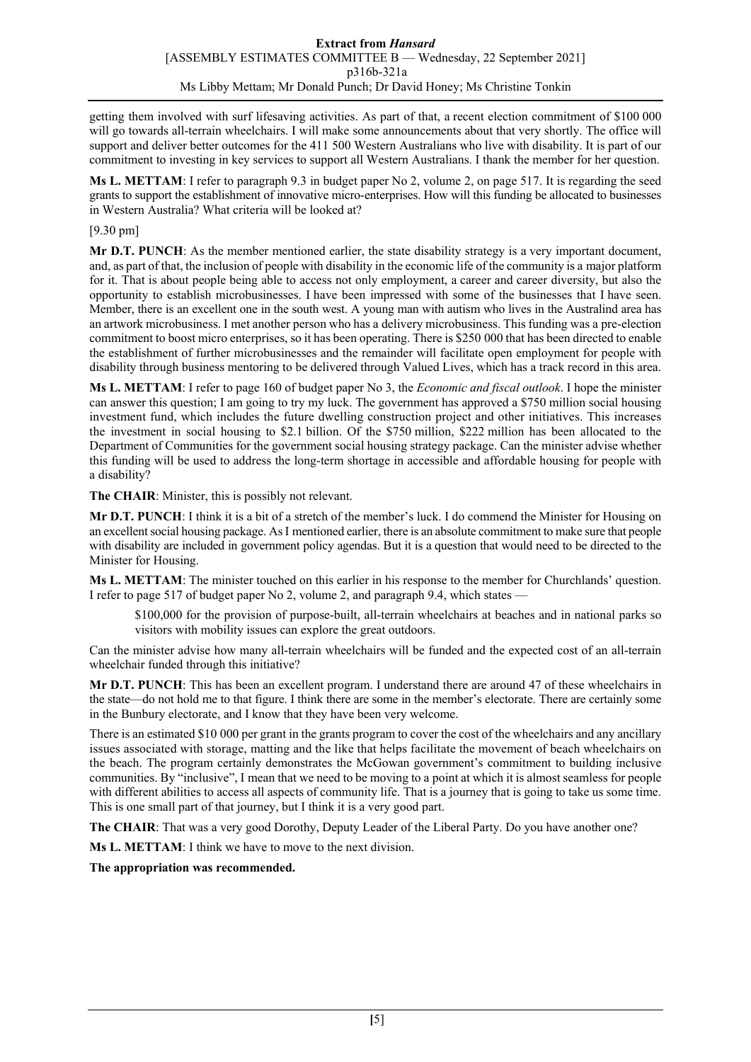getting them involved with surf lifesaving activities. As part of that, a recent election commitment of $100 000 will go towards all-terrain wheelchairs. I will make some announcements about that very shortly. The office will support and deliver better outcomes for the 411 500 Western Australians who live with disability. It is part of our commitment to investing in key services to support all Western Australians. I thank the member for her question.

**Ms L. METTAM**: I refer to paragraph 9.3 in budget paper No 2, volume 2, on page 517. It is regarding the seed grants to support the establishment of innovative micro-enterprises. How will this funding be allocated to businesses in Western Australia? What criteria will be looked at?

[9.30 pm]

**Mr D.T. PUNCH**: As the member mentioned earlier, the state disability strategy is a very important document, and, as part of that, the inclusion of people with disability in the economic life of the community is a major platform for it. That is about people being able to access not only employment, a career and career diversity, but also the opportunity to establish microbusinesses. I have been impressed with some of the businesses that I have seen. Member, there is an excellent one in the south west. A young man with autism who lives in the Australind area has an artwork microbusiness. I met another person who has a delivery microbusiness. This funding was a pre-election commitment to boost micro enterprises, so it has been operating. There is $250 000 that has been directed to enable the establishment of further microbusinesses and the remainder will facilitate open employment for people with disability through business mentoring to be delivered through Valued Lives, which has a track record in this area.

**Ms L. METTAM**: I refer to page 160 of budget paper No 3, the *Economic and fiscal outlook*. I hope the minister can answer this question; I am going to try my luck. The government has approved a $750 million social housing investment fund, which includes the future dwelling construction project and other initiatives. This increases the investment in social housing to $2.1 billion. Of the $750 million, $222 million has been allocated to the Department of Communities for the government social housing strategy package. Can the minister advise whether this funding will be used to address the long-term shortage in accessible and affordable housing for people with a disability?

**The CHAIR**: Minister, this is possibly not relevant.

**Mr D.T. PUNCH**: I think it is a bit of a stretch of the member's luck. I do commend the Minister for Housing on an excellent social housing package. As I mentioned earlier, there is an absolute commitment to make sure that people with disability are included in government policy agendas. But it is a question that would need to be directed to the Minister for Housing.

**Ms L. METTAM**: The minister touched on this earlier in his response to the member for Churchlands' question. I refer to page 517 of budget paper No 2, volume 2, and paragraph 9.4, which states —

> $100,000 for the provision of purpose-built, all-terrain wheelchairs at beaches and in national parks so visitors with mobility issues can explore the great outdoors.

Can the minister advise how many all-terrain wheelchairs will be funded and the expected cost of an all-terrain wheelchair funded through this initiative?

**Mr D.T. PUNCH**: This has been an excellent program. I understand there are around 47 of these wheelchairs in the state—do not hold me to that figure. I think there are some in the member's electorate. There are certainly some in the Bunbury electorate, and I know that they have been very welcome.

There is an estimated $10 000 per grant in the grants program to cover the cost of the wheelchairs and any ancillary issues associated with storage, matting and the like that helps facilitate the movement of beach wheelchairs on the beach. The program certainly demonstrates the McGowan government's commitment to building inclusive communities. By "inclusive", I mean that we need to be moving to a point at which it is almost seamless for people with different abilities to access all aspects of community life. That is a journey that is going to take us some time. This is one small part of that journey, but I think it is a very good part.

**The CHAIR**: That was a very good Dorothy, Deputy Leader of the Liberal Party. Do you have another one?

**Ms L. METTAM**: I think we have to move to the next division.

**The appropriation was recommended.**